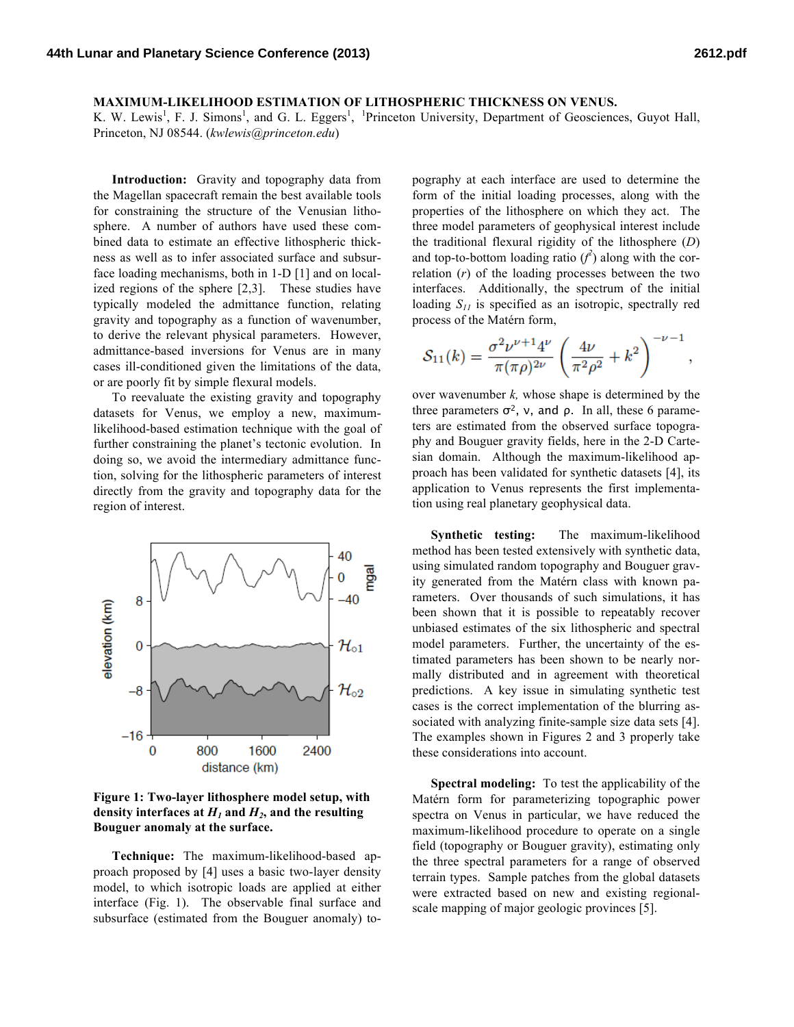# MAXIMUM-LIKELIHOOD ESTIMATION OF LITHOSPHERIC THICKNESS ON VENUS.

K. W. Lewis[1], F. J. Simons[1], and G. L. Eggers[1], [1]Princeton University, Department of Geosciences, Guyot Hall, Princeton, NJ 08544. (*kwlewis@princeton.edu*)

**Introduction:** Gravity and topography data from the Magellan spacecraft remain the best available tools for constraining the structure of the Venusian lithosphere. A number of authors have used these combined data to estimate an effective lithospheric thickness as well as to infer associated surface and subsurface loading mechanisms, both in 1-D [1] and on localized regions of the sphere [2,3]. These studies have typically modeled the admittance function, relating gravity and topography as a function of wavenumber, to derive the relevant physical parameters. However, admittance-based inversions for Venus are in many cases ill-conditioned given the limitations of the data, or are poorly fit by simple flexural models.

To reevaluate the existing gravity and topography datasets for Venus, we employ a new, maximum-likelihood-based estimation technique with the goal of further constraining the planet's tectonic evolution. In doing so, we avoid the intermediary admittance function, solving for the lithospheric parameters of interest directly from the gravity and topography data for the region of interest.

**Figure 1: Two-layer lithosphere model setup, with density interfaces at $H_1$ and $H_2$, and the resulting Bouguer anomaly at the surface.**

**Technique:** The maximum-likelihood-based approach proposed by [4] uses a basic two-layer density model, to which isotropic loads are applied at either interface (Fig. 1). The observable final surface and subsurface (estimated from the Bouguer anomaly) topography at each interface are used to determine the form of the initial loading processes, along with the properties of the lithosphere on which they act. The three model parameters of geophysical interest include the traditional flexural rigidity of the lithosphere ($D$) and top-to-bottom loading ratio ($f^2$) along with the correlation ($r$) of the loading processes between the two interfaces. Additionally, the spectrum of the initial loading $S_{11}$ is specified as an isotropic, spectrally red process of the Matérn form,

$$\mathcal{S}_{11}(k) = \frac{\sigma^2 \nu^{\nu+1} 4^{\nu}}{\pi(\pi\rho)^{2\nu}} \left( \frac{4\nu}{\pi^2\rho^2} + k^2 \right)^{-\nu-1},$$

over wavenumber $k$, whose shape is determined by the three parameters $\sigma^2$, $\nu$, and $\rho$. In all, these 6 parameters are estimated from the observed surface topography and Bouguer gravity fields, here in the 2-D Cartesian domain. Although the maximum-likelihood approach has been validated for synthetic datasets [4], its application to Venus represents the first implementation using real planetary geophysical data.

**Synthetic testing:** The maximum-likelihood method has been tested extensively with synthetic data, using simulated random topography and Bouguer gravity generated from the Matérn class with known parameters. Over thousands of such simulations, it has been shown that it is possible to repeatably recover unbiased estimates of the six lithospheric and spectral model parameters. Further, the uncertainty of the estimated parameters has been shown to be nearly normally distributed and in agreement with theoretical predictions. A key issue in simulating synthetic test cases is the correct implementation of the blurring associated with analyzing finite-sample size data sets [4]. The examples shown in Figures 2 and 3 properly take these considerations into account.

**Spectral modeling:** To test the applicability of the Matérn form for parameterizing topographic power spectra on Venus in particular, we have reduced the maximum-likelihood procedure to operate on a single field (topography or Bouguer gravity), estimating only the three spectral parameters for a range of observed terrain types. Sample patches from the global datasets were extracted based on new and existing regional-scale mapping of major geologic provinces [5].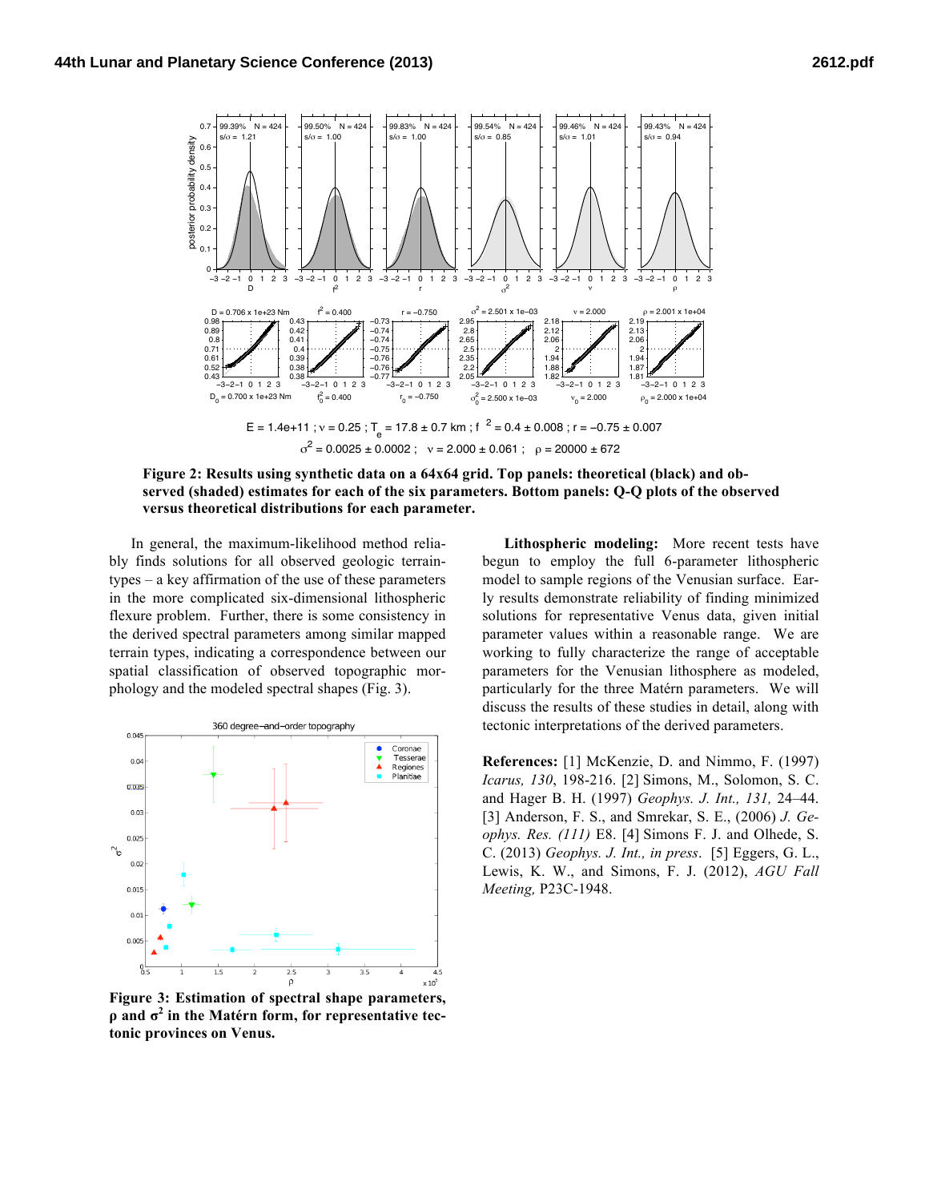Posterior probability density plots for six parameters ($D$, $f^2$, $r$, $\sigma^2$, $\nu$, $\rho$), each panel labelled with $N = 424$:

99.39% N = 424 s/σ = 1.21
99.50% N = 424 s/σ = 1.00
99.83% N = 424 s/σ = 1.00
99.54% N = 424 s/σ = 0.85
99.46% N = 424 s/σ = 1.01
99.43% N = 424 s/σ = 0.94

D = 0.706 x 1e+23 Nm; $f^2$ = 0.400; r = −0.750; $\sigma^2$ = 2.501 x 1e−03; ν = 2.000; ρ = 2.001 x 1e+04

$D_0$ = 0.700 x 1e+23 Nm; $f_0^2$ = 0.400; $r_0$ = −0.750; $\sigma_0^2$ = 2.500 x 1e−03; $\nu_0$ = 2.000; $\rho_0$ = 2.000 x 1e+04

E = 1.4e+11 ; ν = 0.25 ; $T_e$ = 17.8 ± 0.7 km ; $f^2$ = 0.4 ± 0.008 ; r = −0.75 ± 0.007

$\sigma^2$ = 0.0025 ± 0.0002 ; ν = 2.000 ± 0.061 ; ρ = 20000 ± 672

**Figure 2: Results using synthetic data on a 64x64 grid. Top panels: theoretical (black) and observed (shaded) estimates for each of the six parameters. Bottom panels: Q-Q plots of the observed versus theoretical distributions for each parameter.**

In general, the maximum-likelihood method reliably finds solutions for all observed geologic terrain-types – a key affirmation of the use of these parameters in the more complicated six-dimensional lithospheric flexure problem. Further, there is some consistency in the derived spectral parameters among similar mapped terrain types, indicating a correspondence between our spatial classification of observed topographic morphology and the modeled spectral shapes (Fig. 3).

360 degree–and–order topography

Coronae
Tesserae
Regiones
Planitiae

$\sigma^2$

ρ

x 10⁵

**Figure 3: Estimation of spectral shape parameters, ρ and $\sigma^2$ in the Matérn form, for representative tectonic provinces on Venus.**

**Lithospheric modeling:** More recent tests have begun to employ the full 6-parameter lithospheric model to sample regions of the Venusian surface. Early results demonstrate reliability of finding minimized solutions for representative Venus data, given initial parameter values within a reasonable range. We are working to fully characterize the range of acceptable parameters for the Venusian lithosphere as modeled, particularly for the three Matérn parameters. We will discuss the results of these studies in detail, along with tectonic interpretations of the derived parameters.

**References:** [1] McKenzie, D. and Nimmo, F. (1997) *Icarus, 130*, 198-216. [2] Simons, M., Solomon, S. C. and Hager B. H. (1997) *Geophys. J. Int., 131,* 24–44. [3] Anderson, F. S., and Smrekar, S. E., (2006) *J. Geophys. Res. (111)* E8. [4] Simons F. J. and Olhede, S. C. (2013) *Geophys. J. Int., in press*. [5] Eggers, G. L., Lewis, K. W., and Simons, F. J. (2012), *AGU Fall Meeting,* P23C-1948.